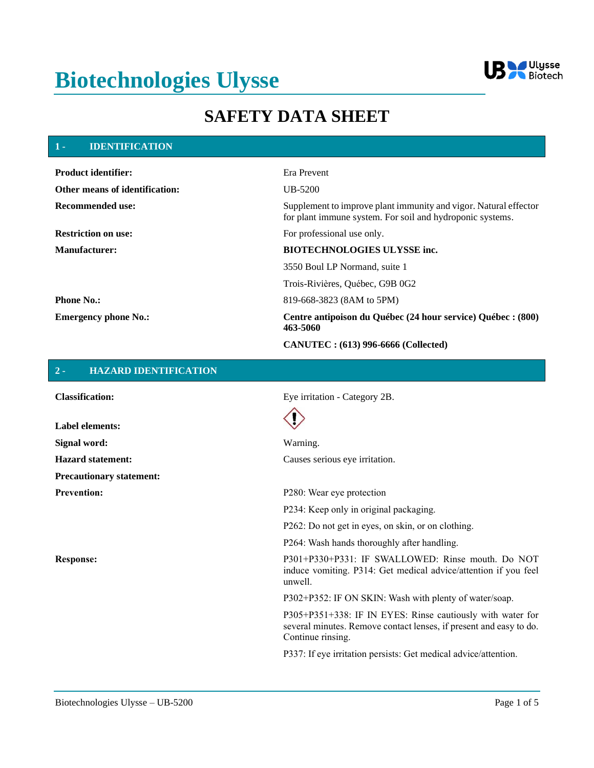# Biotechnologies Ulysse

## SAFETY DATA SHEET

### 1 - IDENTIFICATION

| | |
|---|---|
| **Product identifier:** | Era Prevent |
| **Other means of identification:** | UB-5200 |
| **Recommended use:** | Supplement to improve plant immunity and vigor. Natural effector for plant immune system. For soil and hydroponic systems. |
| **Restriction on use:** | For professional use only. |
| **Manufacturer:** | **BIOTECHNOLOGIES ULYSSE inc.** |
| | 3550 Boul LP Normand, suite 1 |
| | Trois-Rivières, Québec, G9B 0G2 |
| **Phone No.:** | 819-668-3823 (8AM to 5PM) |
| **Emergency phone No.:** | **Centre antipoison du Québec (24 hour service) Québec : (800) 463-5060** |
| | **CANUTEC : (613) 996-6666 (Collected)** |

### 2 - HAZARD IDENTIFICATION

| | |
|---|---|
| **Classification:** | Eye irritation - Category 2B. |
| **Label elements:** | (Exclamation mark pictogram) |
| **Signal word:** | Warning. |
| **Hazard statement:** | Causes serious eye irritation. |
| **Precautionary statement:** | |
| **Prevention:** | P280: Wear eye protection |
| | P234: Keep only in original packaging. |
| | P262: Do not get in eyes, on skin, or on clothing. |
| | P264: Wash hands thoroughly after handling. |
| **Response:** | P301+P330+P331: IF SWALLOWED: Rinse mouth. Do NOT induce vomiting. P314: Get medical advice/attention if you feel unwell. |
| | P302+P352: IF ON SKIN: Wash with plenty of water/soap. |
| | P305+P351+338: IF IN EYES: Rinse cautiously with water for several minutes. Remove contact lenses, if present and easy to do. Continue rinsing. |
| | P337: If eye irritation persists: Get medical advice/attention. |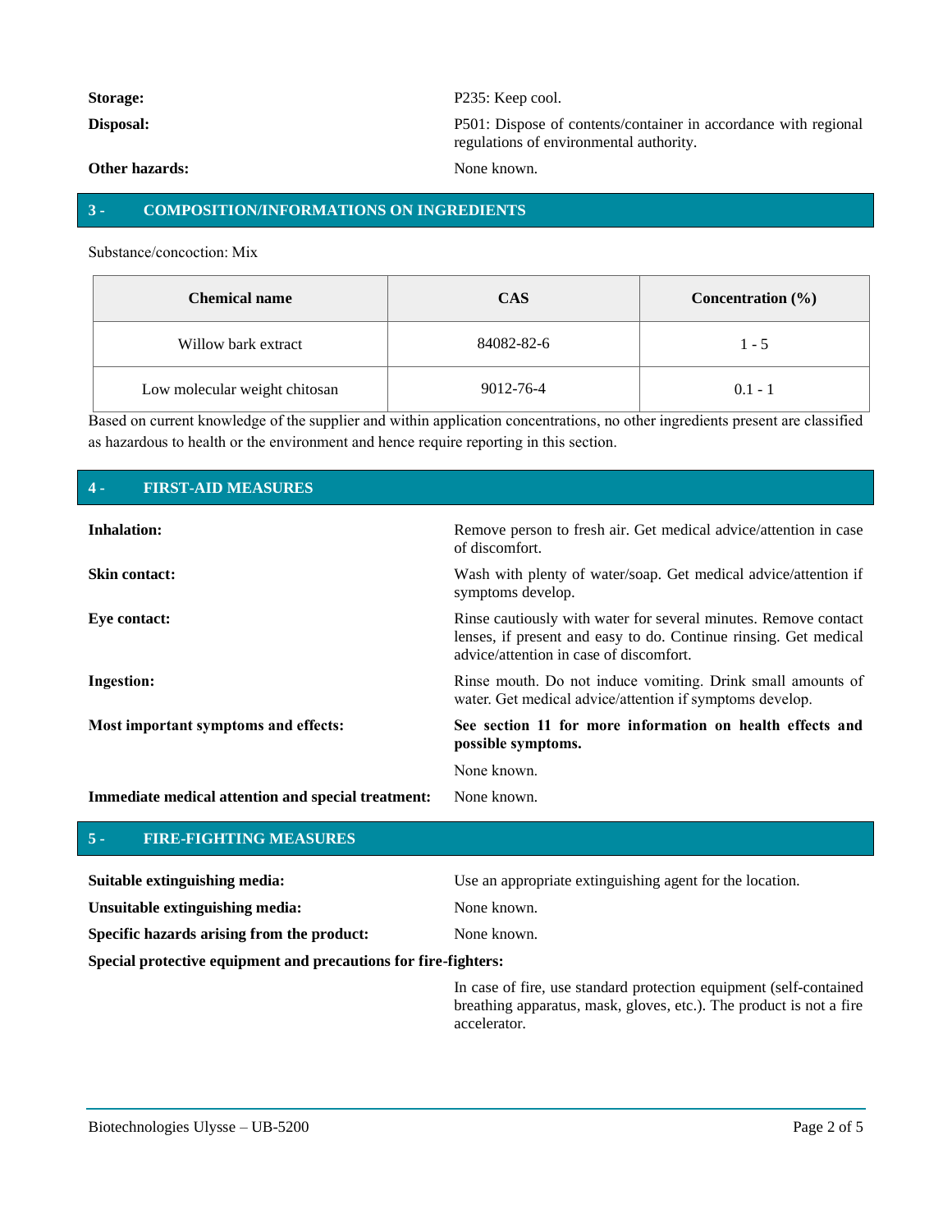**Storage:** P235: Keep cool.

**Disposal:** P501: Dispose of contents/container in accordance with regional regulations of environmental authority.

**Other hazards:** None known.

## 3 - COMPOSITION/INFORMATIONS ON INGREDIENTS

Substance/concoction: Mix

| Chemical name | CAS | Concentration (%) |
| --- | --- | --- |
| Willow bark extract | 84082-82-6 | 1 - 5 |
| Low molecular weight chitosan | 9012-76-4 | 0.1 - 1 |

Based on current knowledge of the supplier and within application concentrations, no other ingredients present are classified as hazardous to health or the environment and hence require reporting in this section.

## 4 - FIRST-AID MEASURES

**Inhalation:** Remove person to fresh air. Get medical advice/attention in case of discomfort.

**Skin contact:** Wash with plenty of water/soap. Get medical advice/attention if symptoms develop.

**Eye contact:** Rinse cautiously with water for several minutes. Remove contact lenses, if present and easy to do. Continue rinsing. Get medical advice/attention in case of discomfort.

**Ingestion:** Rinse mouth. Do not induce vomiting. Drink small amounts of water. Get medical advice/attention if symptoms develop.

**Most important symptoms and effects:** **See section 11 for more information on health effects and possible symptoms.**

None known.

**Immediate medical attention and special treatment:** None known.

## 5 - FIRE-FIGHTING MEASURES

**Suitable extinguishing media:** Use an appropriate extinguishing agent for the location.

**Unsuitable extinguishing media:** None known.

**Specific hazards arising from the product:** None known.

**Special protective equipment and precautions for fire-fighters:**

In case of fire, use standard protection equipment (self-contained breathing apparatus, mask, gloves, etc.). The product is not a fire accelerator.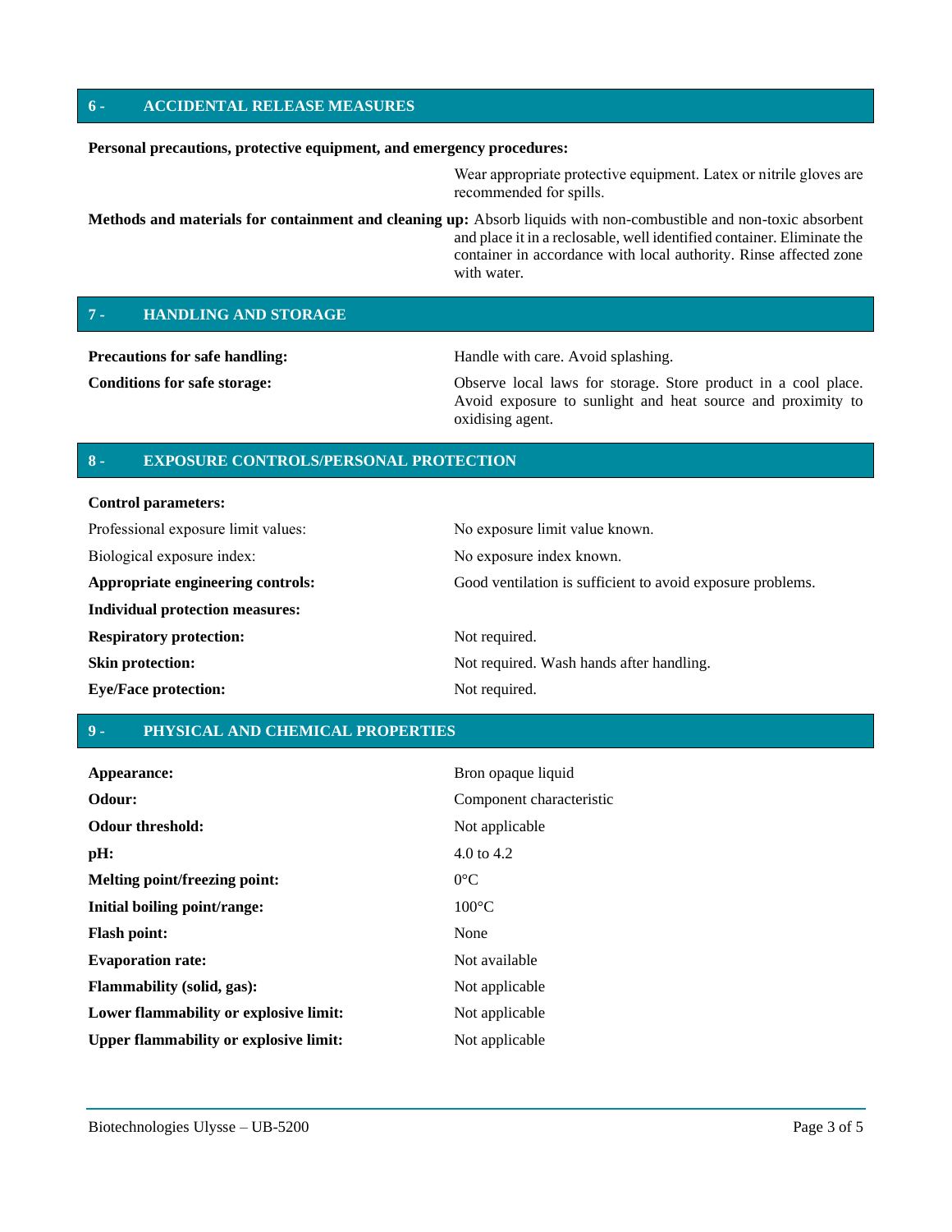## 6 - ACCIDENTAL RELEASE MEASURES

**Personal precautions, protective equipment, and emergency procedures:**

Wear appropriate protective equipment. Latex or nitrile gloves are recommended for spills.

**Methods and materials for containment and cleaning up:** Absorb liquids with non-combustible and non-toxic absorbent and place it in a reclosable, well identified container. Eliminate the container in accordance with local authority. Rinse affected zone with water.

## 7 - HANDLING AND STORAGE

| | |
|---|---|
| **Precautions for safe handling:** | Handle with care. Avoid splashing. |
| **Conditions for safe storage:** | Observe local laws for storage. Store product in a cool place. Avoid exposure to sunlight and heat source and proximity to oxidising agent. |

## 8 - EXPOSURE CONTROLS/PERSONAL PROTECTION

**Control parameters:**

| | |
|---|---|
| Professional exposure limit values: | No exposure limit value known. |
| Biological exposure index: | No exposure index known. |
| **Appropriate engineering controls:** | Good ventilation is sufficient to avoid exposure problems. |
| **Individual protection measures:** | |
| **Respiratory protection:** | Not required. |
| **Skin protection:** | Not required. Wash hands after handling. |
| **Eye/Face protection:** | Not required. |

## 9 - PHYSICAL AND CHEMICAL PROPERTIES

| | |
|---|---|
| **Appearance:** | Bron opaque liquid |
| **Odour:** | Component characteristic |
| **Odour threshold:** | Not applicable |
| **pH:** | 4.0 to 4.2 |
| **Melting point/freezing point:** | 0°C |
| **Initial boiling point/range:** | 100°C |
| **Flash point:** | None |
| **Evaporation rate:** | Not available |
| **Flammability (solid, gas):** | Not applicable |
| **Lower flammability or explosive limit:** | Not applicable |
| **Upper flammability or explosive limit:** | Not applicable |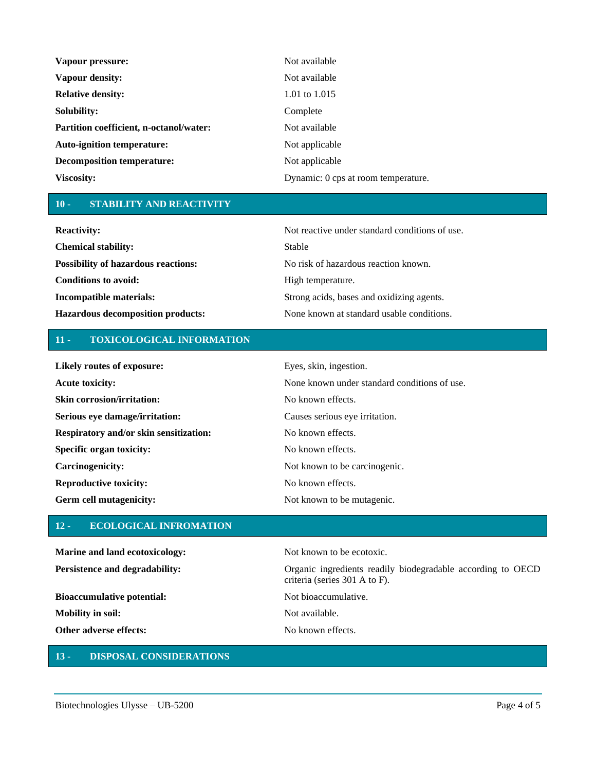| | |
|---|---|
| **Vapour pressure:** | Not available |
| **Vapour density:** | Not available |
| **Relative density:** | 1.01 to 1.015 |
| **Solubility:** | Complete |
| **Partition coefficient, n-octanol/water:** | Not available |
| **Auto-ignition temperature:** | Not applicable |
| **Decomposition temperature:** | Not applicable |
| **Viscosity:** | Dynamic: 0 cps at room temperature. |

## 10 - STABILITY AND REACTIVITY

| | |
|---|---|
| **Reactivity:** | Not reactive under standard conditions of use. |
| **Chemical stability:** | Stable |
| **Possibility of hazardous reactions:** | No risk of hazardous reaction known. |
| **Conditions to avoid:** | High temperature. |
| **Incompatible materials:** | Strong acids, bases and oxidizing agents. |
| **Hazardous decomposition products:** | None known at standard usable conditions. |

## 11 - TOXICOLOGICAL INFORMATION

| | |
|---|---|
| **Likely routes of exposure:** | Eyes, skin, ingestion. |
| **Acute toxicity:** | None known under standard conditions of use. |
| **Skin corrosion/irritation:** | No known effects. |
| **Serious eye damage/irritation:** | Causes serious eye irritation. |
| **Respiratory and/or skin sensitization:** | No known effects. |
| **Specific organ toxicity:** | No known effects. |
| **Carcinogenicity:** | Not known to be carcinogenic. |
| **Reproductive toxicity:** | No known effects. |
| **Germ cell mutagenicity:** | Not known to be mutagenic. |

## 12 - ECOLOGICAL INFROMATION

| | |
|---|---|
| **Marine and land ecotoxicology:** | Not known to be ecotoxic. |
| **Persistence and degradability:** | Organic ingredients readily biodegradable according to OECD criteria (series 301 A to F). |
| **Bioaccumulative potential:** | Not bioaccumulative. |
| **Mobility in soil:** | Not available. |
| **Other adverse effects:** | No known effects. |

## 13 - DISPOSAL CONSIDERATIONS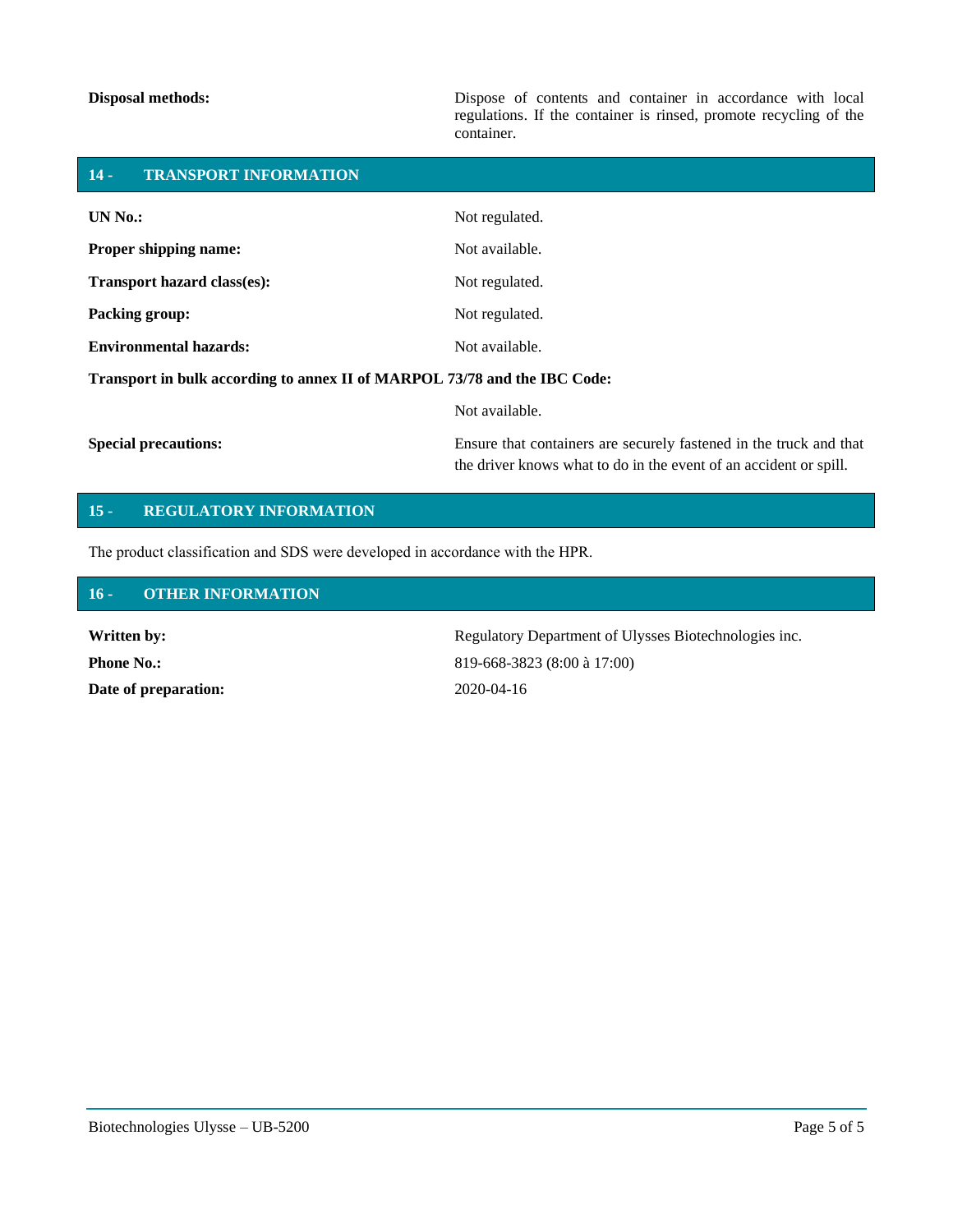**Disposal methods:** Dispose of contents and container in accordance with local regulations. If the container is rinsed, promote recycling of the container.

## 14 - TRANSPORT INFORMATION

**UN No.:** Not regulated.

**Proper shipping name:** Not available.

**Transport hazard class(es):** Not regulated.

**Packing group:** Not regulated.

**Environmental hazards:** Not available.

**Transport in bulk according to annex II of MARPOL 73/78 and the IBC Code:**

Not available.

**Special precautions:** Ensure that containers are securely fastened in the truck and that the driver knows what to do in the event of an accident or spill.

## 15 - REGULATORY INFORMATION

The product classification and SDS were developed in accordance with the HPR.

## 16 - OTHER INFORMATION

**Written by:** Regulatory Department of Ulysses Biotechnologies inc.

**Phone No.:** 819-668-3823 (8:00 à 17:00)

**Date of preparation:** 2020-04-16